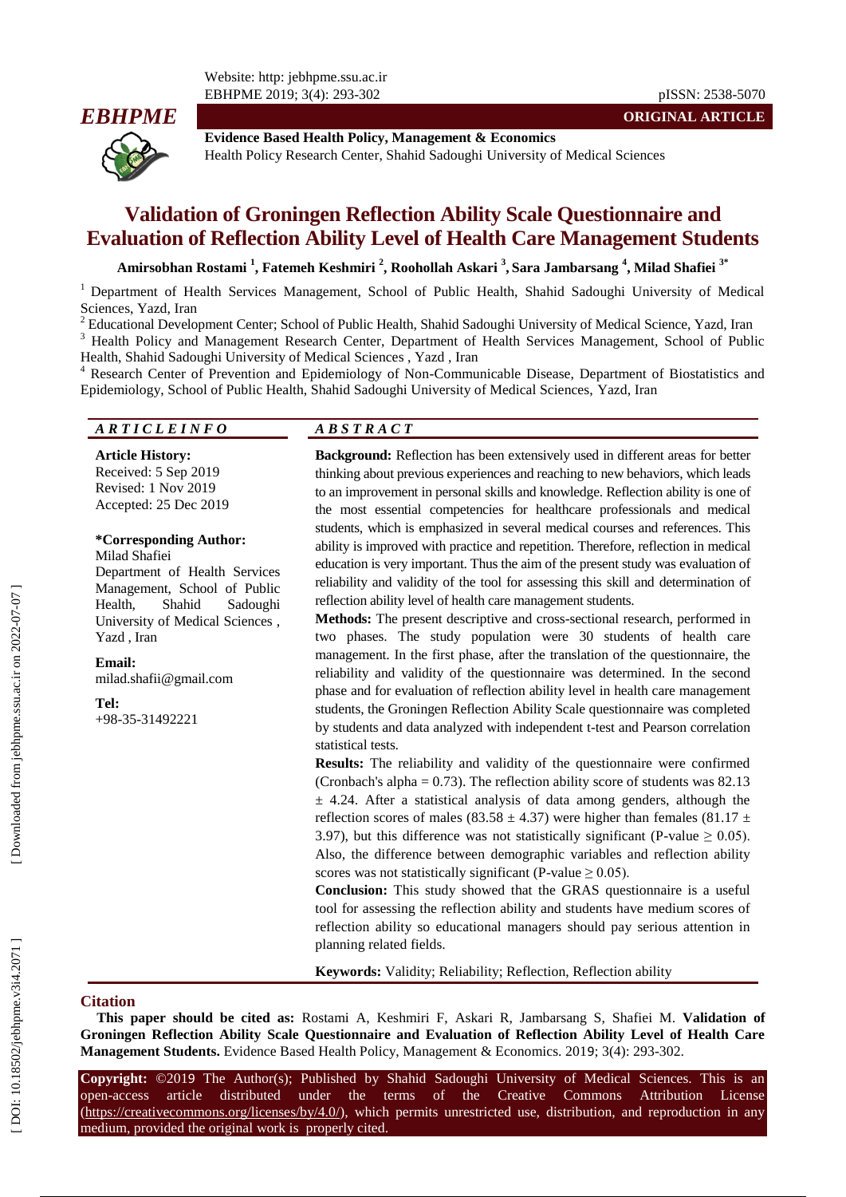**ORIGINAL ARTICLE**

**Evidence Based Health Policy, Management & Economics**
Health Policy Research Center, Shahid Sadoughi University of Medical Sciences

# Validation of Groningen Reflection Ability Scale Questionnaire and Evaluation of Reflection Ability Level of Health Care Management Students

**Amirsobhan Rostami [1], Fatemeh Keshmiri [2], Roohollah Askari [3], Sara Jambarsang [4], Milad Shafiei [3*]**

[1] Department of Health Services Management, School of Public Health, Shahid Sadoughi University of Medical Sciences, Yazd, Iran

[2] Educational Development Center; School of Public Health, Shahid Sadoughi University of Medical Science, Yazd, Iran

[3] Health Policy and Management Research Center, Department of Health Services Management, School of Public Health, Shahid Sadoughi University of Medical Sciences , Yazd , Iran

[4] Research Center of Prevention and Epidemiology of Non-Communicable Disease, Department of Biostatistics and Epidemiology, School of Public Health, Shahid Sadoughi University of Medical Sciences, Yazd, Iran

## ARTICLE INFO

**Article History:**
Received: 5 Sep 2019
Revised: 1 Nov 2019
Accepted: 25 Dec 2019

**\*Corresponding Author:**
Milad Shafiei
Department of Health Services Management, School of Public Health, Shahid Sadoughi University of Medical Sciences , Yazd , Iran

**Email:**
milad.shafiii@gmail.com

**Tel:**
+98-35-31492221

## ABSTRACT

**Background:** Reflection has been extensively used in different areas for better thinking about previous experiences and reaching to new behaviors, which leads to an improvement in personal skills and knowledge. Reflection ability is one of the most essential competencies for healthcare professionals and medical students, which is emphasized in several medical courses and references. This ability is improved with practice and repetition. Therefore, reflection in medical education is very important. Thus the aim of the present study was evaluation of reliability and validity of the tool for assessing this skill and determination of reflection ability level of health care management students.

**Methods:** The present descriptive and cross-sectional research, performed in two phases. The study population were 30 students of health care management. In the first phase, after the translation of the questionnaire, the reliability and validity of the questionnaire was determined. In the second phase and for evaluation of reflection ability level in health care management students, the Groningen Reflection Ability Scale questionnaire was completed by students and data analyzed with independent t-test and Pearson correlation statistical tests.

**Results:** The reliability and validity of the questionnaire were confirmed (Cronbach's alpha = 0.73). The reflection ability score of students was 82.13 ± 4.24. After a statistical analysis of data among genders, although the reflection scores of males (83.58 ± 4.37) were higher than females (81.17 ± 3.97), but this difference was not statistically significant (P-value ≥ 0.05). Also, the difference between demographic variables and reflection ability scores was not statistically significant (P-value ≥ 0.05).

**Conclusion:** This study showed that the GRAS questionnaire is a useful tool for assessing the reflection ability and students have medium scores of reflection ability so educational managers should pay serious attention in planning related fields.

**Keywords:** Validity; Reliability; Reflection, Reflection ability

## Citation

**This paper should be cited as:** Rostami A, Keshmiri F, Askari R, Jambarsang S, Shafiei M. **Validation of Groningen Reflection Ability Scale Questionnaire and Evaluation of Reflection Ability Level of Health Care Management Students.** Evidence Based Health Policy, Management & Economics. 2019; 3(4): 293-302.

**Copyright:** ©2019 The Author(s); Published by Shahid Sadoughi University of Medical Sciences. This is an open-access article distributed under the terms of the Creative Commons Attribution License (https://creativecommons.org/licenses/by/4.0/), which permits unrestricted use, distribution, and reproduction in any medium, provided the original work is properly cited.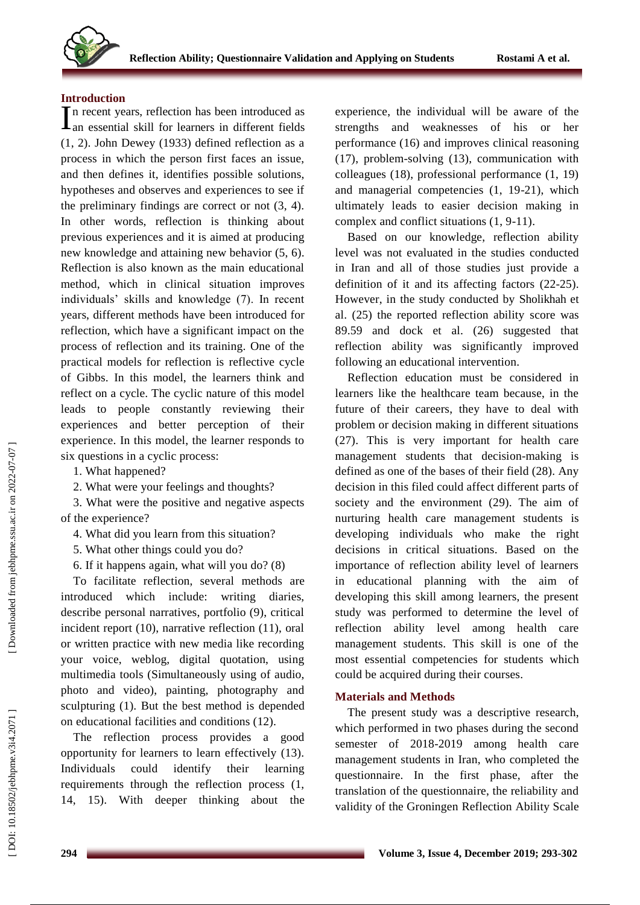## Introduction

In recent years, reflection has been introduced as an essential skill for learners in different fields (1, 2). John Dewey (1933) defined reflection as a process in which the person first faces an issue, and then defines it, identifies possible solutions, hypotheses and observes and experiences to see if the preliminary findings are correct or not (3, 4). In other words, reflection is thinking about previous experiences and it is aimed at producing new knowledge and attaining new behavior (5, 6). Reflection is also known as the main educational method, which in clinical situation improves individuals' skills and knowledge (7). In recent years, different methods have been introduced for reflection, which have a significant impact on the process of reflection and its training. One of the practical models for reflection is reflective cycle of Gibbs. In this model, the learners think and reflect on a cycle. The cyclic nature of this model leads to people constantly reviewing their experiences and better perception of their experience. In this model, the learner responds to six questions in a cyclic process:

1. What happened?
2. What were your feelings and thoughts?
3. What were the positive and negative aspects of the experience?
4. What did you learn from this situation?
5. What other things could you do?
6. If it happens again, what will you do? (8)

To facilitate reflection, several methods are introduced which include: writing diaries, describe personal narratives, portfolio (9), critical incident report (10), narrative reflection (11), oral or written practice with new media like recording your voice, weblog, digital quotation, using multimedia tools (Simultaneously using of audio, photo and video), painting, photography and sculpturing (1). But the best method is depended on educational facilities and conditions (12).

The reflection process provides a good opportunity for learners to learn effectively (13). Individuals could identify their learning requirements through the reflection process (1, 14, 15). With deeper thinking about the experience, the individual will be aware of the strengths and weaknesses of his or her performance (16) and improves clinical reasoning (17), problem-solving (13), communication with colleagues (18), professional performance (1, 19) and managerial competencies (1, 19-21), which ultimately leads to easier decision making in complex and conflict situations (1, 9-11).

Based on our knowledge, reflection ability level was not evaluated in the studies conducted in Iran and all of those studies just provide a definition of it and its affecting factors (22-25). However, in the study conducted by Sholikhah et al. (25) the reported reflection ability score was 89.59 and dock et al. (26) suggested that reflection ability was significantly improved following an educational intervention.

Reflection education must be considered in learners like the healthcare team because, in the future of their careers, they have to deal with problem or decision making in different situations (27). This is very important for health care management students that decision-making is defined as one of the bases of their field (28). Any decision in this filed could affect different parts of society and the environment (29). The aim of nurturing health care management students is developing individuals who make the right decisions in critical situations. Based on the importance of reflection ability level of learners in educational planning with the aim of developing this skill among learners, the present study was performed to determine the level of reflection ability level among health care management students. This skill is one of the most essential competencies for students which could be acquired during their courses.

## Materials and Methods

The present study was a descriptive research, which performed in two phases during the second semester of 2018-2019 among health care management students in Iran, who completed the questionnaire. In the first phase, after the translation of the questionnaire, the reliability and validity of the Groningen Reflection Ability Scale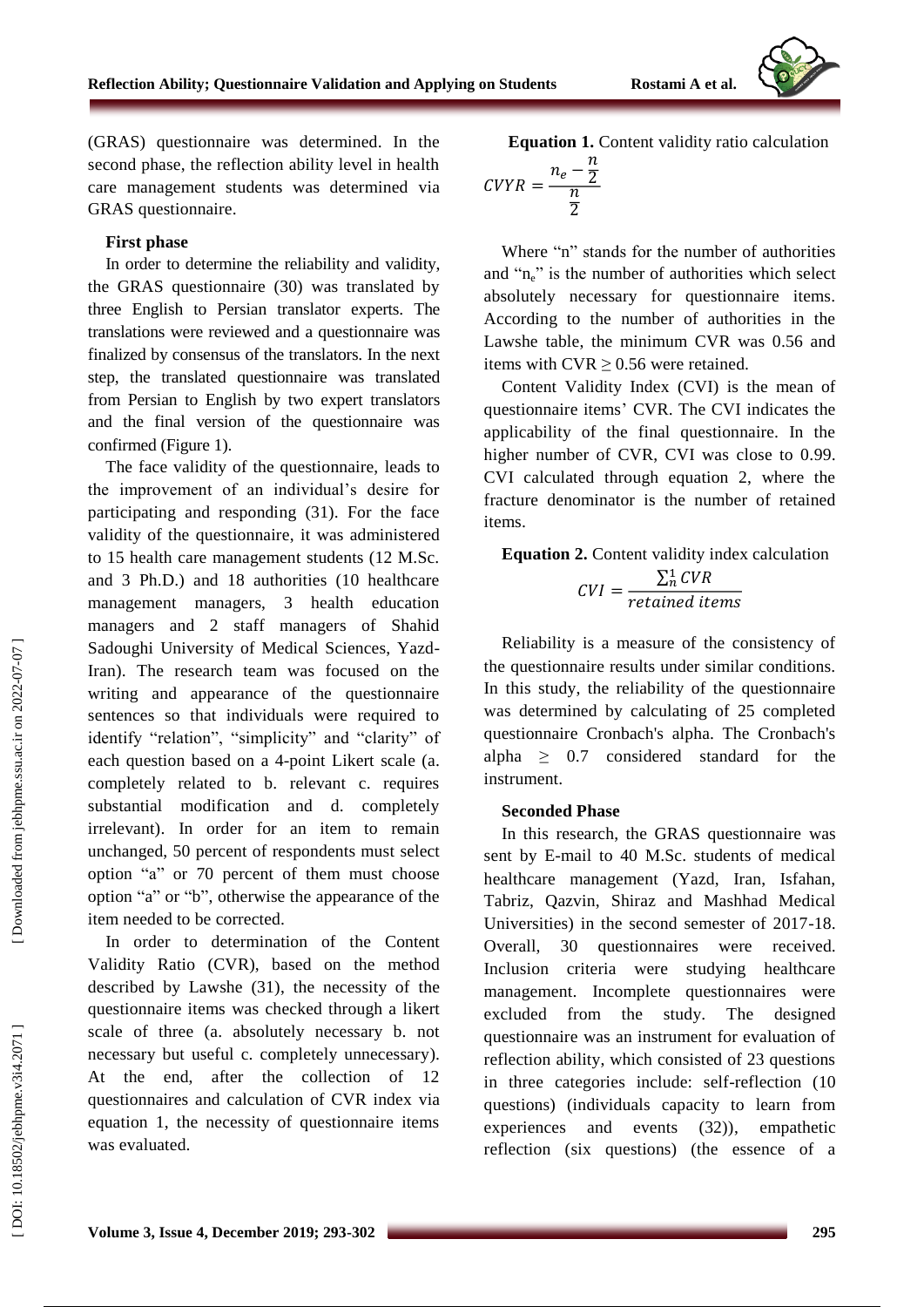(GRAS) questionnaire was determined. In the second phase, the reflection ability level in health care management students was determined via GRAS questionnaire.

### First phase

In order to determine the reliability and validity, the GRAS questionnaire (30) was translated by three English to Persian translator experts. The translations were reviewed and a questionnaire was finalized by consensus of the translators. In the next step, the translated questionnaire was translated from Persian to English by two expert translators and the final version of the questionnaire was confirmed (Figure 1).

The face validity of the questionnaire, leads to the improvement of an individual's desire for participating and responding (31). For the face validity of the questionnaire, it was administered to 15 health care management students (12 M.Sc. and 3 Ph.D.) and 18 authorities (10 healthcare management managers, 3 health education managers and 2 staff managers of Shahid Sadoughi University of Medical Sciences, Yazd-Iran). The research team was focused on the writing and appearance of the questionnaire sentences so that individuals were required to identify "relation", "simplicity" and "clarity" of each question based on a 4-point Likert scale (a. completely related to b. relevant c. requires substantial modification and d. completely irrelevant). In order for an item to remain unchanged, 50 percent of respondents must select option "a" or 70 percent of them must choose option "a" or "b", otherwise the appearance of the item needed to be corrected.

In order to determination of the Content Validity Ratio (CVR), based on the method described by Lawshe (31), the necessity of the questionnaire items was checked through a likert scale of three (a. absolutely necessary b. not necessary but useful c. completely unnecessary). At the end, after the collection of 12 questionnaires and calculation of CVR index via equation 1, the necessity of questionnaire items was evaluated.

**Equation 1.** Content validity ratio calculation

$$CVYR = \frac{n_e - \frac{n}{2}}{\frac{n}{2}}$$

Where "n" stands for the number of authorities and "$n_e$" is the number of authorities which select absolutely necessary for questionnaire items. According to the number of authorities in the Lawshe table, the minimum CVR was 0.56 and items with CVR ≥ 0.56 were retained.

Content Validity Index (CVI) is the mean of questionnaire items' CVR. The CVI indicates the applicability of the final questionnaire. In the higher number of CVR, CVI was close to 0.99. CVI calculated through equation 2, where the fracture denominator is the number of retained items.

**Equation 2.** Content validity index calculation

$$CVI = \frac{\sum_{n}^{1} CVR}{retained\ items}$$

Reliability is a measure of the consistency of the questionnaire results under similar conditions. In this study, the reliability of the questionnaire was determined by calculating of 25 completed questionnaire Cronbach's alpha. The Cronbach's alpha ≥ 0.7 considered standard for the instrument.

### Seconded Phase

In this research, the GRAS questionnaire was sent by E-mail to 40 M.Sc. students of medical healthcare management (Yazd, Iran, Isfahan, Tabriz, Qazvin, Shiraz and Mashhad Medical Universities) in the second semester of 2017-18. Overall, 30 questionnaires were received. Inclusion criteria were studying healthcare management. Incomplete questionnaires were excluded from the study. The designed questionnaire was an instrument for evaluation of reflection ability, which consisted of 23 questions in three categories include: self-reflection (10 questions) (individuals capacity to learn from experiences and events (32)), empathetic reflection (six questions) (the essence of a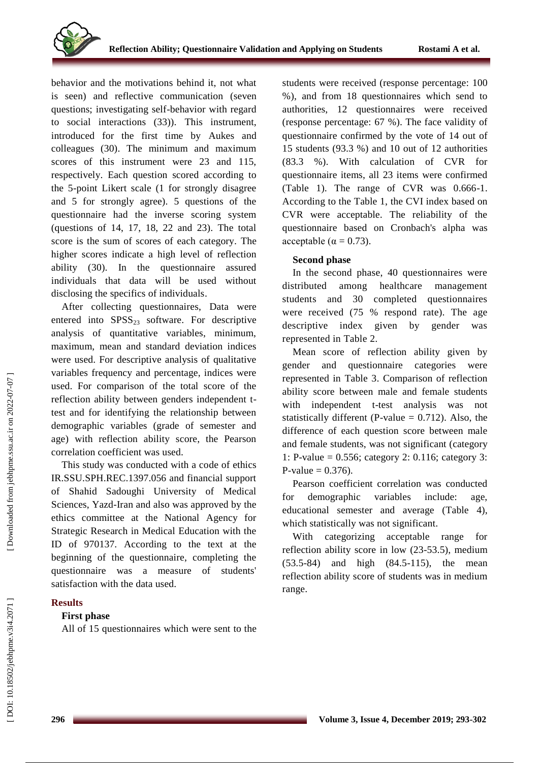behavior and the motivations behind it, not what is seen) and reflective communication (seven questions; investigating self-behavior with regard to social interactions (33)). This instrument, introduced for the first time by Aukes and colleagues (30). The minimum and maximum scores of this instrument were 23 and 115, respectively. Each question scored according to the 5-point Likert scale (1 for strongly disagree and 5 for strongly agree). 5 questions of the questionnaire had the inverse scoring system (questions of 14, 17, 18, 22 and 23). The total score is the sum of scores of each category. The higher scores indicate a high level of reflection ability (30). In the questionnaire assured individuals that data will be used without disclosing the specifics of individuals.

After collecting questionnaires, Data were entered into $SPSS_{23}$ software. For descriptive analysis of quantitative variables, minimum, maximum, mean and standard deviation indices were used. For descriptive analysis of qualitative variables frequency and percentage, indices were used. For comparison of the total score of the reflection ability between genders independent t-test and for identifying the relationship between demographic variables (grade of semester and age) with reflection ability score, the Pearson correlation coefficient was used.

This study was conducted with a code of ethics IR.SSU.SPH.REC.1397.056 and financial support of Shahid Sadoughi University of Medical Sciences, Yazd-Iran and also was approved by the ethics committee at the National Agency for Strategic Research in Medical Education with the ID of 970137. According to the text at the beginning of the questionnaire, completing the questionnaire was a measure of students' satisfaction with the data used.

## Results

### First phase

All of 15 questionnaires which were sent to the students were received (response percentage: 100 %), and from 18 questionnaires which send to authorities, 12 questionnaires were received (response percentage: 67 %). The face validity of questionnaire confirmed by the vote of 14 out of 15 students (93.3 %) and 10 out of 12 authorities (83.3 %). With calculation of CVR for questionnaire items, all 23 items were confirmed (Table 1). The range of CVR was 0.666-1. According to the Table 1, the CVI index based on CVR were acceptable. The reliability of the questionnaire based on Cronbach's alpha was acceptable ($\alpha = 0.73$).

### Second phase

In the second phase, 40 questionnaires were distributed among healthcare management students and 30 completed questionnaires were received (75 % respond rate). The age descriptive index given by gender was represented in Table 2.

Mean score of reflection ability given by gender and questionnaire categories were represented in Table 3. Comparison of reflection ability score between male and female students with independent t-test analysis was not statistically different (P-value = 0.712). Also, the difference of each question score between male and female students, was not significant (category 1: P-value = 0.556; category 2: 0.116; category 3: P-value = 0.376).

Pearson coefficient correlation was conducted for demographic variables include: age, educational semester and average (Table 4), which statistically was not significant.

With categorizing acceptable range for reflection ability score in low (23-53.5), medium (53.5-84) and high (84.5-115), the mean reflection ability score of students was in medium range.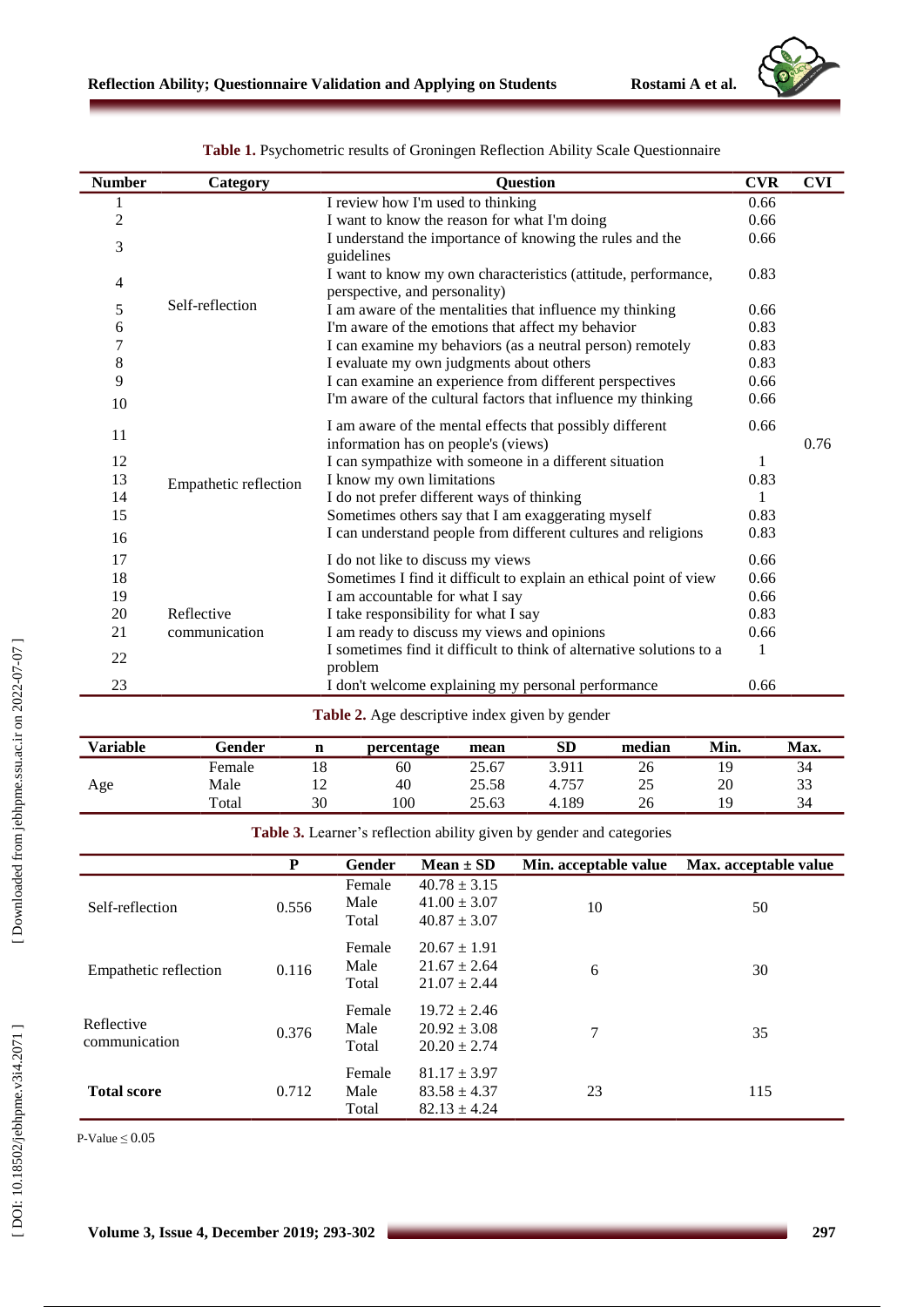**Table 1.** Psychometric results of Groningen Reflection Ability Scale Questionnaire

| Number | Category | Question | CVR | CVI |
|---|---|---|---|---|
| 1 | Self-reflection | I review how I'm used to thinking | 0.66 | 0.76 |
| 2 | | I want to know the reason for what I'm doing | 0.66 | |
| 3 | | I understand the importance of knowing the rules and the guidelines | 0.66 | |
| 4 | | I want to know my own characteristics (attitude, performance, perspective, and personality) | 0.83 | |
| 5 | | I am aware of the mentalities that influence my thinking | 0.66 | |
| 6 | | I'm aware of the emotions that affect my behavior | 0.83 | |
| 7 | | I can examine my behaviors (as a neutral person) remotely | 0.83 | |
| 8 | | I evaluate my own judgments about others | 0.83 | |
| 9 | | I can examine an experience from different perspectives | 0.66 | |
| 10 | | I'm aware of the cultural factors that influence my thinking | 0.66 | |
| 11 | Empathetic reflection | I am aware of the mental effects that possibly different information has on people's (views) | 0.66 | |
| 12 | | I can sympathize with someone in a different situation | 1 | |
| 13 | | I know my own limitations | 0.83 | |
| 14 | | I do not prefer different ways of thinking | 1 | |
| 15 | | Sometimes others say that I am exaggerating myself | 0.83 | |
| 16 | | I can understand people from different cultures and religions | 0.83 | |
| 17 | Reflective communication | I do not like to discuss my views | 0.66 | |
| 18 | | Sometimes I find it difficult to explain an ethical point of view | 0.66 | |
| 19 | | I am accountable for what I say | 0.66 | |
| 20 | | I take responsibility for what I say | 0.83 | |
| 21 | | I am ready to discuss my views and opinions | 0.66 | |
| 22 | | I sometimes find it difficult to think of alternative solutions to a problem | 1 | |
| 23 | | I don't welcome explaining my personal performance | 0.66 | |

**Table 2.** Age descriptive index given by gender

| Variable | Gender | n | percentage | mean | SD | median | Min. | Max. |
|---|---|---|---|---|---|---|---|---|
| Age | Female | 18 | 60 | 25.67 | 3.911 | 26 | 19 | 34 |
| | Male | 12 | 40 | 25.58 | 4.757 | 25 | 20 | 33 |
| | Total | 30 | 100 | 25.63 | 4.189 | 26 | 19 | 34 |

**Table 3.** Learner's reflection ability given by gender and categories

| | P | Gender | Mean ± SD | Min. acceptable value | Max. acceptable value |
|---|---|---|---|---|---|
| Self-reflection | 0.556 | Female | 40.78 ± 3.15 | 10 | 50 |
| | | Male | 41.00 ± 3.07 | | |
| | | Total | 40.87 ± 3.07 | | |
| Empathetic reflection | 0.116 | Female | 20.67 ± 1.91 | 6 | 30 |
| | | Male | 21.67 ± 2.64 | | |
| | | Total | 21.07 ± 2.44 | | |
| Reflective communication | 0.376 | Female | 19.72 ± 2.46 | 7 | 35 |
| | | Male | 20.92 ± 3.08 | | |
| | | Total | 20.20 ± 2.74 | | |
| **Total score** | 0.712 | Female | 81.17 ± 3.97 | 23 | 115 |
| | | Male | 83.58 ± 4.37 | | |
| | | Total | 82.13 ± 4.24 | | |

P-Value $\leq 0.05$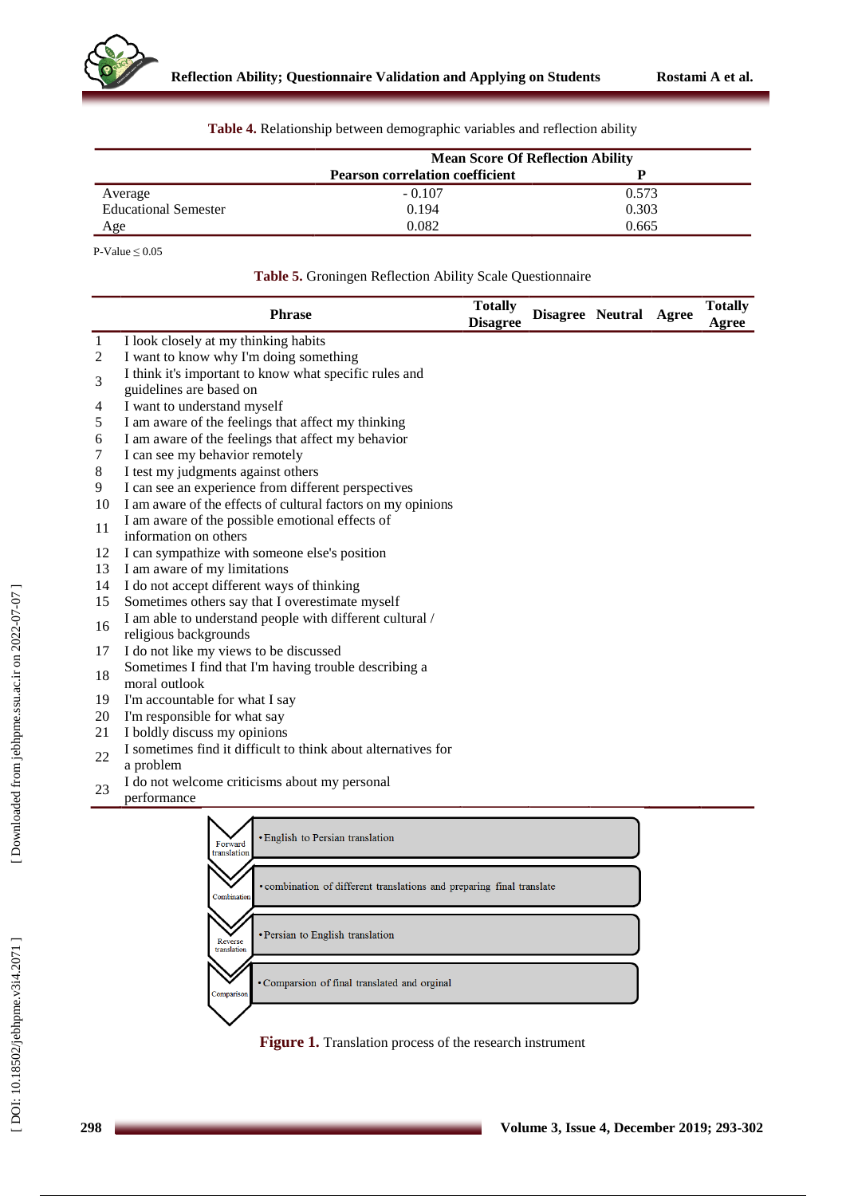**Table 4.** Relationship between demographic variables and reflection ability

| | Mean Score Of Reflection Ability | |
|---|---|---|
| | **Pearson correlation coefficient** | **P** |
| Average | - 0.107 | 0.573 |
| Educational Semester | 0.194 | 0.303 |
| Age | 0.082 | 0.665 |

P-Value ≤ 0.05

**Table 5.** Groningen Reflection Ability Scale Questionnaire

| | Phrase | Totally Disagree | Disagree | Neutral | Agree | Totally Agree |
|---|---|---|---|---|---|---|
| 1 | I look closely at my thinking habits | | | | | |
| 2 | I want to know why I'm doing something | | | | | |
| 3 | I think it's important to know what specific rules and guidelines are based on | | | | | |
| 4 | I want to understand myself | | | | | |
| 5 | I am aware of the feelings that affect my thinking | | | | | |
| 6 | I am aware of the feelings that affect my behavior | | | | | |
| 7 | I can see my behavior remotely | | | | | |
| 8 | I test my judgments against others | | | | | |
| 9 | I can see an experience from different perspectives | | | | | |
| 10 | I am aware of the effects of cultural factors on my opinions | | | | | |
| 11 | I am aware of the possible emotional effects of information on others | | | | | |
| 12 | I can sympathize with someone else's position | | | | | |
| 13 | I am aware of my limitations | | | | | |
| 14 | I do not accept different ways of thinking | | | | | |
| 15 | Sometimes others say that I overestimate myself | | | | | |
| 16 | I am able to understand people with different cultural / religious backgrounds | | | | | |
| 17 | I do not like my views to be discussed | | | | | |
| 18 | Sometimes I find that I'm having trouble describing a moral outlook | | | | | |
| 19 | I'm accountable for what I say | | | | | |
| 20 | I'm responsible for what say | | | | | |
| 21 | I boldly discuss my opinions | | | | | |
| 22 | I sometimes find it difficult to think about alternatives for a problem | | | | | |
| 23 | I do not welcome criticisms about my personal performance | | | | | |

- Forward translation: English to Persian translation
- Combination: combination of different translations and preparing final translate
- Reverse translation: Persian to English translation
- Comparison: Comparsion of final translated and orginal

**Figure 1.** Translation process of the research instrument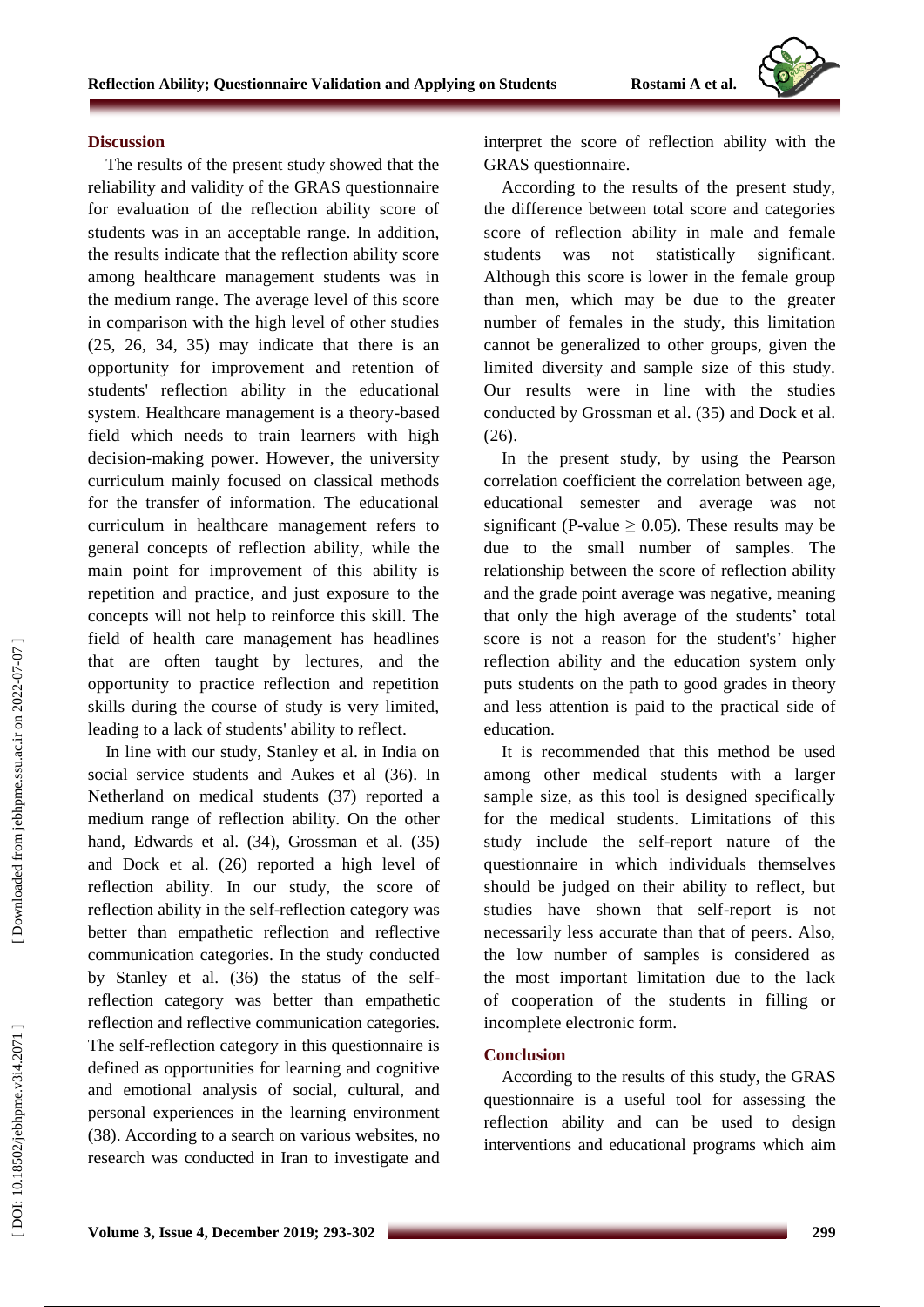## Discussion

The results of the present study showed that the reliability and validity of the GRAS questionnaire for evaluation of the reflection ability score of students was in an acceptable range. In addition, the results indicate that the reflection ability score among healthcare management students was in the medium range. The average level of this score in comparison with the high level of other studies (25, 26, 34, 35) may indicate that there is an opportunity for improvement and retention of students' reflection ability in the educational system. Healthcare management is a theory-based field which needs to train learners with high decision-making power. However, the university curriculum mainly focused on classical methods for the transfer of information. The educational curriculum in healthcare management refers to general concepts of reflection ability, while the main point for improvement of this ability is repetition and practice, and just exposure to the concepts will not help to reinforce this skill. The field of health care management has headlines that are often taught by lectures, and the opportunity to practice reflection and repetition skills during the course of study is very limited, leading to a lack of students' ability to reflect.

In line with our study, Stanley et al. in India on social service students and Aukes et al (36). In Netherland on medical students (37) reported a medium range of reflection ability. On the other hand, Edwards et al. (34), Grossman et al. (35) and Dock et al. (26) reported a high level of reflection ability. In our study, the score of reflection ability in the self-reflection category was better than empathetic reflection and reflective communication categories. In the study conducted by Stanley et al. (36) the status of the self-reflection category was better than empathetic reflection and reflective communication categories. The self-reflection category in this questionnaire is defined as opportunities for learning and cognitive and emotional analysis of social, cultural, and personal experiences in the learning environment (38). According to a search on various websites, no research was conducted in Iran to investigate and interpret the score of reflection ability with the GRAS questionnaire.

According to the results of the present study, the difference between total score and categories score of reflection ability in male and female students was not statistically significant. Although this score is lower in the female group than men, which may be due to the greater number of females in the study, this limitation cannot be generalized to other groups, given the limited diversity and sample size of this study. Our results were in line with the studies conducted by Grossman et al. (35) and Dock et al. (26).

In the present study, by using the Pearson correlation coefficient the correlation between age, educational semester and average was not significant (P-value $\geq 0.05$). These results may be due to the small number of samples. The relationship between the score of reflection ability and the grade point average was negative, meaning that only the high average of the students' total score is not a reason for the student's' higher reflection ability and the education system only puts students on the path to good grades in theory and less attention is paid to the practical side of education.

It is recommended that this method be used among other medical students with a larger sample size, as this tool is designed specifically for the medical students. Limitations of this study include the self-report nature of the questionnaire in which individuals themselves should be judged on their ability to reflect, but studies have shown that self-report is not necessarily less accurate than that of peers. Also, the low number of samples is considered as the most important limitation due to the lack of cooperation of the students in filling or incomplete electronic form.

## Conclusion

According to the results of this study, the GRAS questionnaire is a useful tool for assessing the reflection ability and can be used to design interventions and educational programs which aim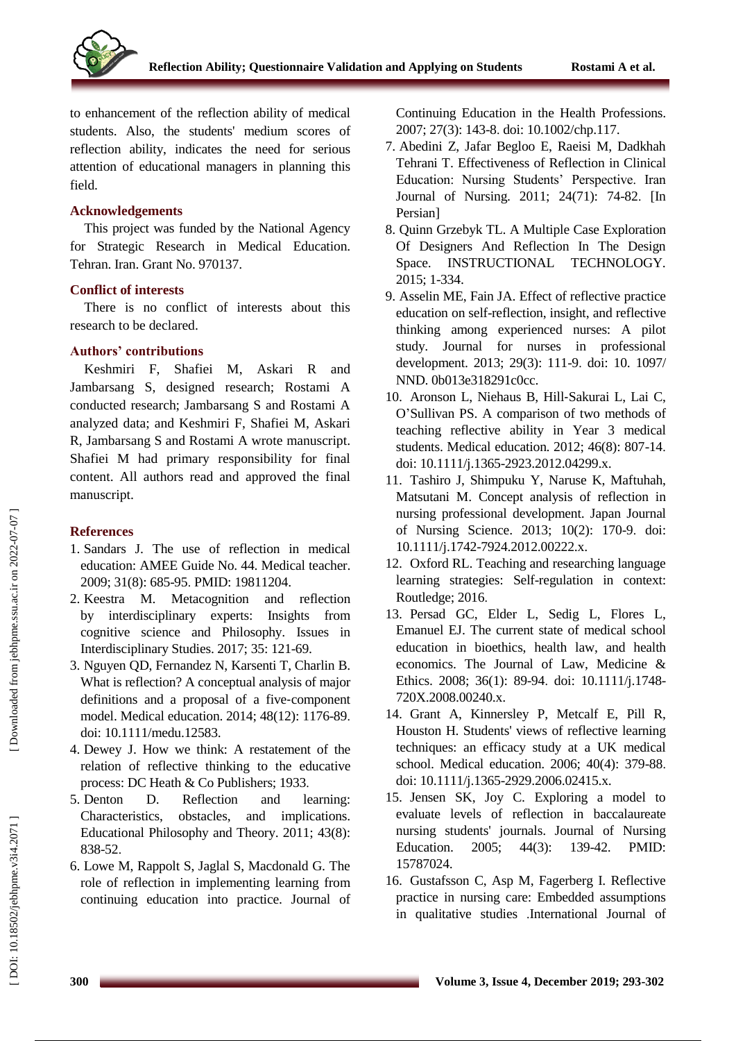to enhancement of the reflection ability of medical students. Also, the students' medium scores of reflection ability, indicates the need for serious attention of educational managers in planning this field.

## Acknowledgements

This project was funded by the National Agency for Strategic Research in Medical Education. Tehran. Iran. Grant No. 970137.

## Conflict of interests

There is no conflict of interests about this research to be declared.

## Authors' contributions

Keshmiri F, Shafiei M, Askari R and Jambarsang S, designed research; Rostami A conducted research; Jambarsang S and Rostami A analyzed data; and Keshmiri F, Shafiei M, Askari R, Jambarsang S and Rostami A wrote manuscript. Shafiei M had primary responsibility for final content. All authors read and approved the final manuscript.

## References

1. Sandars J. The use of reflection in medical education: AMEE Guide No. 44. Medical teacher. 2009; 31(8): 685-95. PMID: 19811204.
2. Keestra M. Metacognition and reflection by interdisciplinary experts: Insights from cognitive science and Philosophy. Issues in Interdisciplinary Studies. 2017; 35: 121-69.
3. Nguyen QD, Fernandez N, Karsenti T, Charlin B. What is reflection? A conceptual analysis of major definitions and a proposal of a five-component model. Medical education. 2014; 48(12): 1176-89. doi: 10.1111/medu.12583.
4. Dewey J. How we think: A restatement of the relation of reflective thinking to the educative process: DC Heath & Co Publishers; 1933.
5. Denton D. Reflection and learning: Characteristics, obstacles, and implications. Educational Philosophy and Theory. 2011; 43(8): 838-52.
6. Lowe M, Rappolt S, Jaglal S, Macdonald G. The role of reflection in implementing learning from continuing education into practice. Journal of Continuing Education in the Health Professions. 2007; 27(3): 143-8. doi: 10.1002/chp.117.
7. Abedini Z, Jafar Begloo E, Raeisi M, Dadkhah Tehrani T. Effectiveness of Reflection in Clinical Education: Nursing Students' Perspective. Iran Journal of Nursing. 2011; 24(71): 74-82. [In Persian]
8. Quinn Grzebyk TL. A Multiple Case Exploration Of Designers And Reflection In The Design Space. INSTRUCTIONAL TECHNOLOGY. 2015; 1-334.
9. Asselin ME, Fain JA. Effect of reflective practice education on self-reflection, insight, and reflective thinking among experienced nurses: A pilot study. Journal for nurses in professional development. 2013; 29(3): 111-9. doi: 10. 1097/ NND. 0b013e318291c0cc.
10. Aronson L, Niehaus B, Hill‐Sakurai L, Lai C, O'Sullivan PS. A comparison of two methods of teaching reflective ability in Year 3 medical students. Medical education. 2012; 46(8): 807-14. doi: 10.1111/j.1365-2923.2012.04299.x.
11. Tashiro J, Shimpuku Y, Naruse K, Maftuhah, Matsutani M. Concept analysis of reflection in nursing professional development. Japan Journal of Nursing Science. 2013; 10(2): 170-9. doi: 10.1111/j.1742-7924.2012.00222.x.
12. Oxford RL. Teaching and researching language learning strategies: Self-regulation in context: Routledge; 2016.
13. Persad GC, Elder L, Sedig L, Flores L, Emanuel EJ. The current state of medical school education in bioethics, health law, and health economics. The Journal of Law, Medicine & Ethics. 2008; 36(1): 89-94. doi: 10.1111/j.1748-720X.2008.00240.x.
14. Grant A, Kinnersley P, Metcalf E, Pill R, Houston H. Students' views of reflective learning techniques: an efficacy study at a UK medical school. Medical education. 2006; 40(4): 379-88. doi: 10.1111/j.1365-2929.2006.02415.x.
15. Jensen SK, Joy C. Exploring a model to evaluate levels of reflection in baccalaureate nursing students' journals. Journal of Nursing Education. 2005; 44(3): 139-42. PMID: 15787024.
16. Gustafsson C, Asp M, Fagerberg I. Reflective practice in nursing care: Embedded assumptions in qualitative studies .International Journal of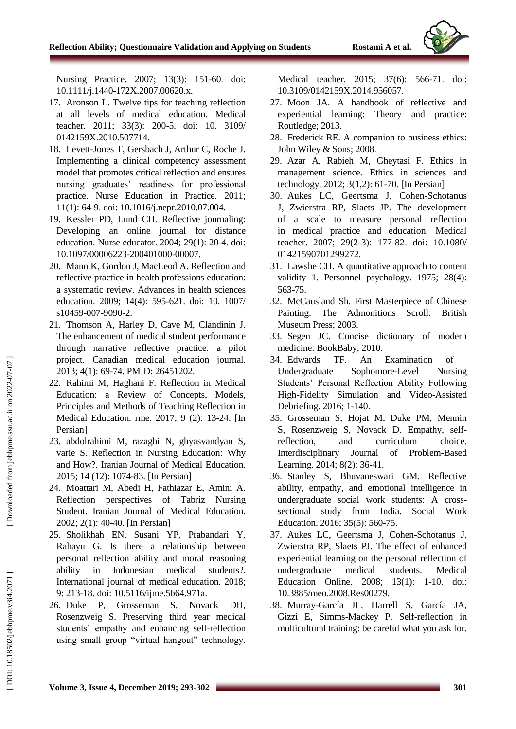Nursing Practice. 2007; 13(3): 151-60. doi: 10.1111/j.1440-172X.2007.00620.x.

17. Aronson L. Twelve tips for teaching reflection at all levels of medical education. Medical teacher. 2011; 33(3): 200-5. doi: 10. 3109/ 0142159X.2010.507714.
18. Levett-Jones T, Gersbach J, Arthur C, Roche J. Implementing a clinical competency assessment model that promotes critical reflection and ensures nursing graduates' readiness for professional practice. Nurse Education in Practice. 2011; 11(1): 64-9. doi: 10.1016/j.nepr.2010.07.004.
19. Kessler PD, Lund CH. Reflective journaling: Developing an online journal for distance education. Nurse educator. 2004; 29(1): 20-4. doi: 10.1097/00006223-200401000-00007.
20. Mann K, Gordon J, MacLeod A. Reflection and reflective practice in health professions education: a systematic review. Advances in health sciences education. 2009; 14(4): 595-621. doi: 10. 1007/ s10459-007-9090-2.
21. Thomson A, Harley D, Cave M, Clandinin J. The enhancement of medical student performance through narrative reflective practice: a pilot project. Canadian medical education journal. 2013; 4(1): 69-74. PMID: 26451202.
22. Rahimi M, Haghani F. Reflection in Medical Education: a Review of Concepts, Models, Principles and Methods of Teaching Reflection in Medical Education. rme. 2017; 9 (2): 13-24. [In Persian]
23. abdolrahimi M, razaghi N, ghyasvandyan S, varie S. Reflection in Nursing Education: Why and How?. Iranian Journal of Medical Education. 2015; 14 (12): 1074-83. [In Persian]
24. Moattari M, Abedi H, Fathiazar E, Amini A. Reflection perspectives of Tabriz Nursing Student. Iranian Journal of Medical Education. 2002; 2(1): 40-40. [In Persian]
25. Sholikhah EN, Susani YP, Prabandari Y, Rahayu G. Is there a relationship between personal reflection ability and moral reasoning ability in Indonesian medical students?. International journal of medical education. 2018; 9: 213-18. doi: 10.5116/ijme.5b64.971a.
26. Duke P, Grosseman S, Novack DH, Rosenzweig S. Preserving third year medical students' empathy and enhancing self-reflection using small group "virtual hangout" technology. Medical teacher. 2015; 37(6): 566-71. doi: 10.3109/0142159X.2014.956057.
27. Moon JA. A handbook of reflective and experiential learning: Theory and practice: Routledge; 2013.
28. Frederick RE. A companion to business ethics: John Wiley & Sons; 2008.
29. Azar A, Rabieh M, Gheytasi F. Ethics in management science. Ethics in sciences and technology. 2012; 3(1,2): 61-70. [In Persian]
30. Aukes LC, Geertsma J, Cohen-Schotanus J, Zwierstra RP, Slaets JP. The development of a scale to measure personal reflection in medical practice and education. Medical teacher. 2007; 29(2-3): 177-82. doi: 10.1080/ 01421590701299272.
31. Lawshe CH. A quantitative approach to content validity 1. Personnel psychology. 1975; 28(4): 563-75.
32. McCausland Sh. First Masterpiece of Chinese Painting: The Admonitions Scroll: British Museum Press; 2003.
33. Segen JC. Concise dictionary of modern medicine: BookBaby; 2010.
34. Edwards TF. An Examination of Undergraduate Sophomore-Level Nursing Students' Personal Reflection Ability Following High-Fidelity Simulation and Video-Assisted Debriefing. 2016; 1-140.
35. Grosseman S, Hojat M, Duke PM, Mennin S, Rosenzweig S, Novack D. Empathy, self-reflection, and curriculum choice. Interdisciplinary Journal of Problem-Based Learning. 2014; 8(2): 36-41.
36. Stanley S, Bhuvaneswari GM. Reflective ability, empathy, and emotional intelligence in undergraduate social work students: A cross-sectional study from India. Social Work Education. 2016; 35(5): 560-75.
37. Aukes LC, Geertsma J, Cohen-Schotanus J, Zwierstra RP, Slaets PJ. The effect of enhanced experiential learning on the personal reflection of undergraduate medical students. Medical Education Online. 2008; 13(1): 1-10. doi: 10.3885/meo.2008.Res00279.
38. Murray-García JL, Harrell S, García JA, Gizzi E, Simms-Mackey P. Self-reflection in multicultural training: be careful what you ask for.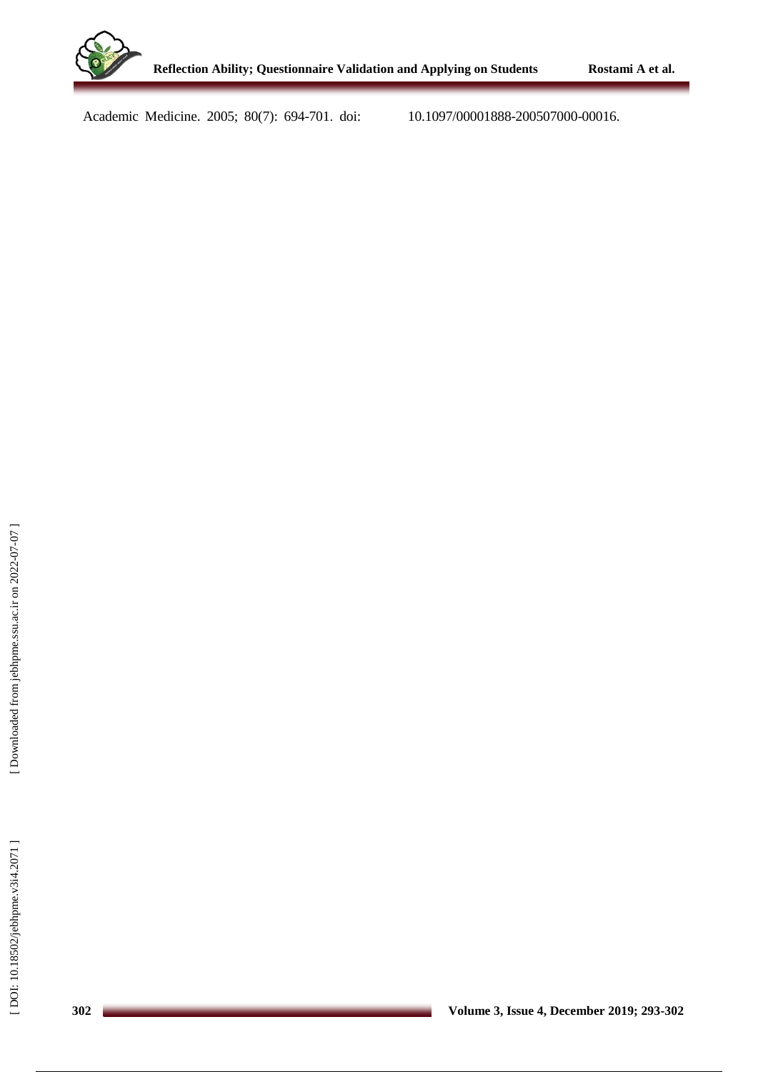Academic Medicine. 2005; 80(7): 694-701. doi: 10.1097/00001888-200507000-00016.